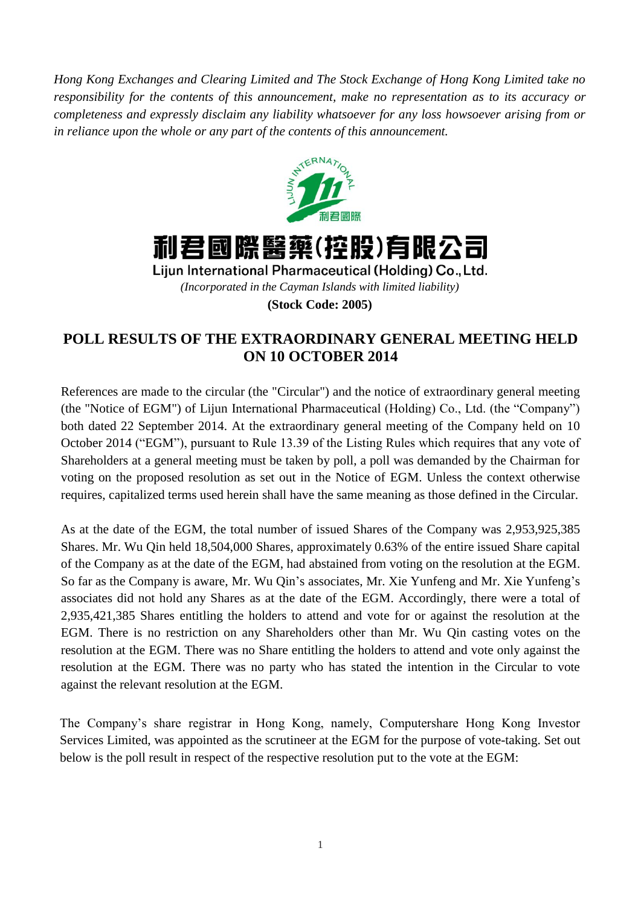*Hong Kong Exchanges and Clearing Limited and The Stock Exchange of Hong Kong Limited take no responsibility for the contents of this announcement, make no representation as to its accuracy or completeness and expressly disclaim any liability whatsoever for any loss howsoever arising from or in reliance upon the whole or any part of the contents of this announcement.*

# 利君國際醫藥(控股)有限公司

**Lijun International Pharmaceutical (Holding) Co., Ltd.**

*(Incorporated in the Cayman Islands with limited liability)*

**(Stock Code: 2005)**

## POLL RESULTS OF THE EXTRAORDINARY GENERAL MEETING HELD ON 10 OCTOBER 2014

References are made to the circular (the "Circular") and the notice of extraordinary general meeting (the "Notice of EGM") of Lijun International Pharmaceutical (Holding) Co., Ltd. (the "Company") both dated 22 September 2014. At the extraordinary general meeting of the Company held on 10 October 2014 ("EGM"), pursuant to Rule 13.39 of the Listing Rules which requires that any vote of Shareholders at a general meeting must be taken by poll, a poll was demanded by the Chairman for voting on the proposed resolution as set out in the Notice of EGM. Unless the context otherwise requires, capitalized terms used herein shall have the same meaning as those defined in the Circular.

As at the date of the EGM, the total number of issued Shares of the Company was 2,953,925,385 Shares. Mr. Wu Qin held 18,504,000 Shares, approximately 0.63% of the entire issued Share capital of the Company as at the date of the EGM, had abstained from voting on the resolution at the EGM. So far as the Company is aware, Mr. Wu Qin's associates, Mr. Xie Yunfeng and Mr. Xie Yunfeng's associates did not hold any Shares as at the date of the EGM. Accordingly, there were a total of 2,935,421,385 Shares entitling the holders to attend and vote for or against the resolution at the EGM. There is no restriction on any Shareholders other than Mr. Wu Qin casting votes on the resolution at the EGM. There was no Share entitling the holders to attend and vote only against the resolution at the EGM. There was no party who has stated the intention in the Circular to vote against the relevant resolution at the EGM.

The Company's share registrar in Hong Kong, namely, Computershare Hong Kong Investor Services Limited, was appointed as the scrutineer at the EGM for the purpose of vote-taking. Set out below is the poll result in respect of the respective resolution put to the vote at the EGM: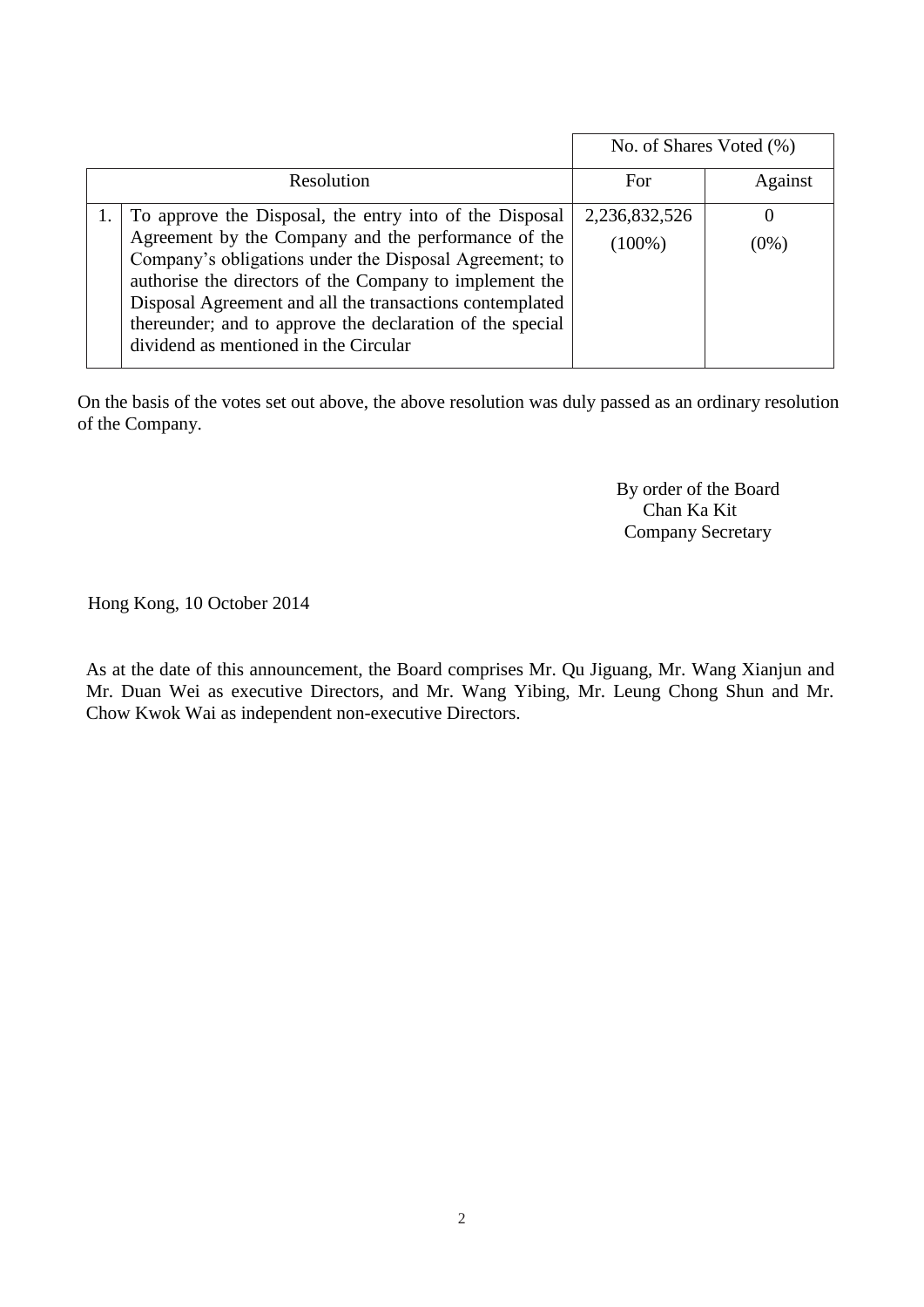| | | No. of Shares Voted (%) | |
|---|---|---|---|
| | Resolution | For | Against |
| 1. | To approve the Disposal, the entry into of the Disposal Agreement by the Company and the performance of the Company's obligations under the Disposal Agreement; to authorise the directors of the Company to implement the Disposal Agreement and all the transactions contemplated thereunder; and to approve the declaration of the special dividend as mentioned in the Circular | 2,236,832,526 (100%) | 0 (0%) |

On the basis of the votes set out above, the above resolution was duly passed as an ordinary resolution of the Company.

By order of the Board
Chan Ka Kit
Company Secretary

Hong Kong, 10 October 2014

As at the date of this announcement, the Board comprises Mr. Qu Jiguang, Mr. Wang Xianjun and Mr. Duan Wei as executive Directors, and Mr. Wang Yibing, Mr. Leung Chong Shun and Mr. Chow Kwok Wai as independent non-executive Directors.